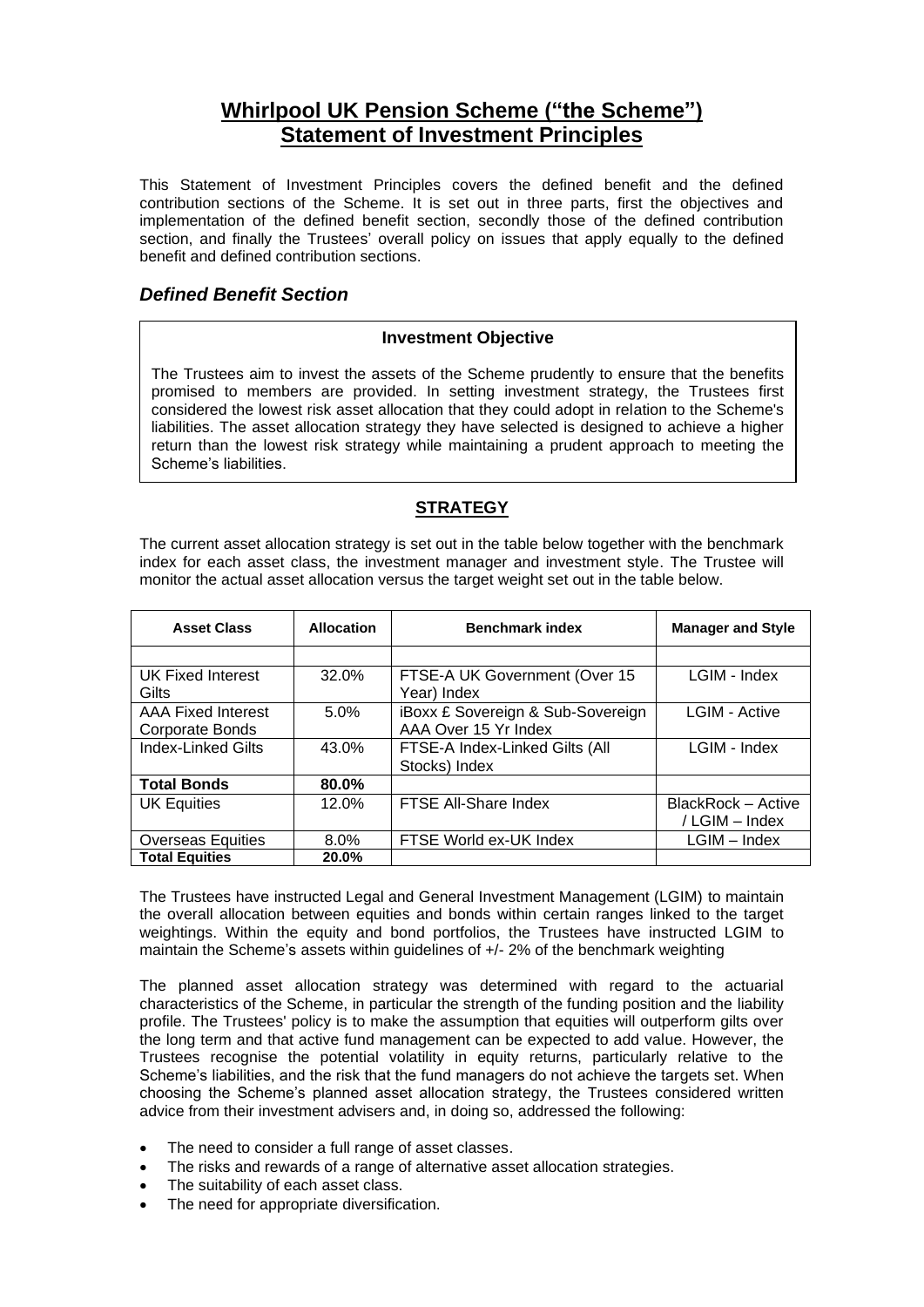# Whirlpool UK Pension Scheme ("the Scheme")
# Statement of Investment Principles

This Statement of Investment Principles covers the defined benefit and the defined contribution sections of the Scheme. It is set out in three parts, first the objectives and implementation of the defined benefit section, secondly those of the defined contribution section, and finally the Trustees' overall policy on issues that apply equally to the defined benefit and defined contribution sections.

## *Defined Benefit Section*

### Investment Objective

The Trustees aim to invest the assets of the Scheme prudently to ensure that the benefits promised to members are provided. In setting investment strategy, the Trustees first considered the lowest risk asset allocation that they could adopt in relation to the Scheme's liabilities. The asset allocation strategy they have selected is designed to achieve a higher return than the lowest risk strategy while maintaining a prudent approach to meeting the Scheme's liabilities.

### STRATEGY

The current asset allocation strategy is set out in the table below together with the benchmark index for each asset class, the investment manager and investment style. The Trustee will monitor the actual asset allocation versus the target weight set out in the table below.

| Asset Class | Allocation | Benchmark index | Manager and Style |
|---|---|---|---|
| | | | |
| UK Fixed Interest Gilts | 32.0% | FTSE-A UK Government (Over 15 Year) Index | LGIM - Index |
| AAA Fixed Interest Corporate Bonds | 5.0% | iBoxx £ Sovereign & Sub-Sovereign AAA Over 15 Yr Index | LGIM - Active |
| Index-Linked Gilts | 43.0% | FTSE-A Index-Linked Gilts (All Stocks) Index | LGIM - Index |
| **Total Bonds** | **80.0%** | | |
| UK Equities | 12.0% | FTSE All-Share Index | BlackRock – Active / LGIM – Index |
| Overseas Equities | 8.0% | FTSE World ex-UK Index | LGIM – Index |
| **Total Equities** | **20.0%** | | |

The Trustees have instructed Legal and General Investment Management (LGIM) to maintain the overall allocation between equities and bonds within certain ranges linked to the target weightings. Within the equity and bond portfolios, the Trustees have instructed LGIM to maintain the Scheme's assets within guidelines of +/- 2% of the benchmark weighting

The planned asset allocation strategy was determined with regard to the actuarial characteristics of the Scheme, in particular the strength of the funding position and the liability profile. The Trustees' policy is to make the assumption that equities will outperform gilts over the long term and that active fund management can be expected to add value. However, the Trustees recognise the potential volatility in equity returns, particularly relative to the Scheme's liabilities, and the risk that the fund managers do not achieve the targets set. When choosing the Scheme's planned asset allocation strategy, the Trustees considered written advice from their investment advisers and, in doing so, addressed the following:

- The need to consider a full range of asset classes.
- The risks and rewards of a range of alternative asset allocation strategies.
- The suitability of each asset class.
- The need for appropriate diversification.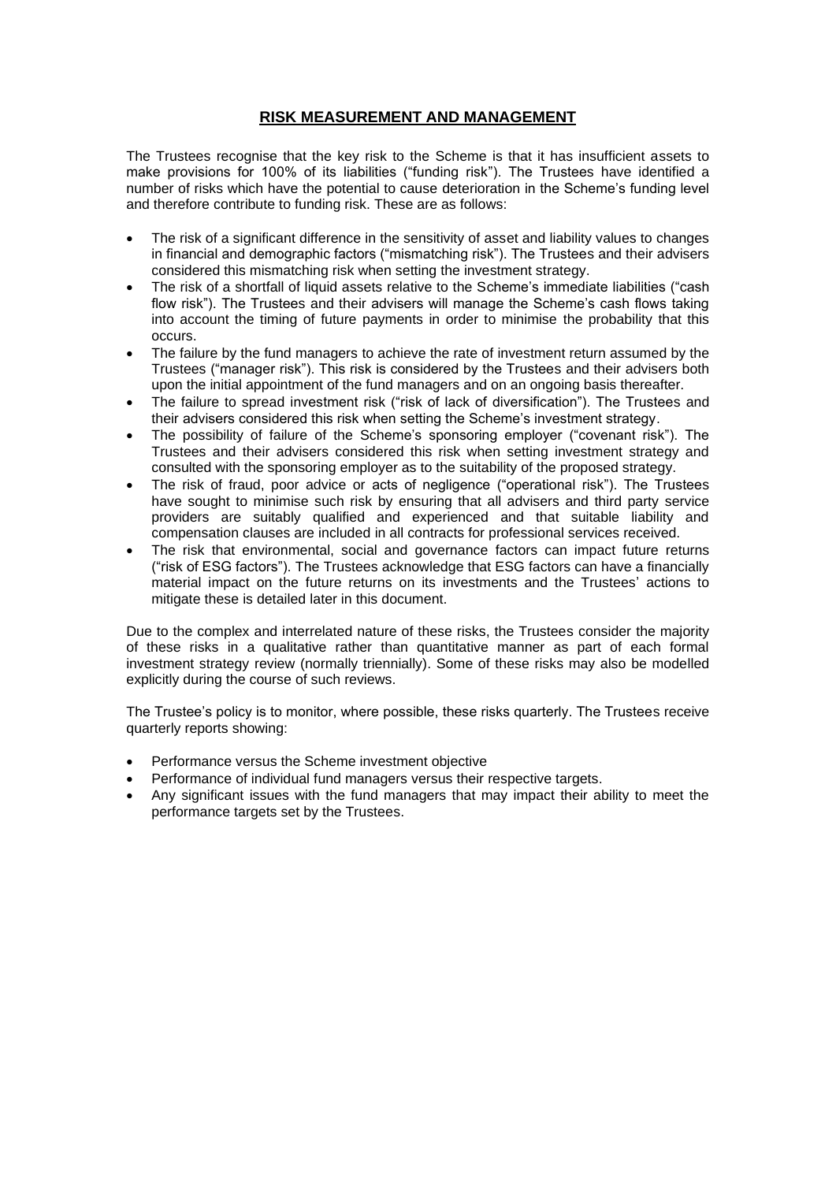## RISK MEASUREMENT AND MANAGEMENT

The Trustees recognise that the key risk to the Scheme is that it has insufficient assets to make provisions for 100% of its liabilities ("funding risk"). The Trustees have identified a number of risks which have the potential to cause deterioration in the Scheme's funding level and therefore contribute to funding risk. These are as follows:

- The risk of a significant difference in the sensitivity of asset and liability values to changes in financial and demographic factors ("mismatching risk"). The Trustees and their advisers considered this mismatching risk when setting the investment strategy.
- The risk of a shortfall of liquid assets relative to the Scheme's immediate liabilities ("cash flow risk"). The Trustees and their advisers will manage the Scheme's cash flows taking into account the timing of future payments in order to minimise the probability that this occurs.
- The failure by the fund managers to achieve the rate of investment return assumed by the Trustees ("manager risk"). This risk is considered by the Trustees and their advisers both upon the initial appointment of the fund managers and on an ongoing basis thereafter.
- The failure to spread investment risk ("risk of lack of diversification"). The Trustees and their advisers considered this risk when setting the Scheme's investment strategy.
- The possibility of failure of the Scheme's sponsoring employer ("covenant risk"). The Trustees and their advisers considered this risk when setting investment strategy and consulted with the sponsoring employer as to the suitability of the proposed strategy.
- The risk of fraud, poor advice or acts of negligence ("operational risk"). The Trustees have sought to minimise such risk by ensuring that all advisers and third party service providers are suitably qualified and experienced and that suitable liability and compensation clauses are included in all contracts for professional services received.
- The risk that environmental, social and governance factors can impact future returns ("risk of ESG factors"). The Trustees acknowledge that ESG factors can have a financially material impact on the future returns on its investments and the Trustees' actions to mitigate these is detailed later in this document.

Due to the complex and interrelated nature of these risks, the Trustees consider the majority of these risks in a qualitative rather than quantitative manner as part of each formal investment strategy review (normally triennially). Some of these risks may also be modelled explicitly during the course of such reviews.

The Trustee's policy is to monitor, where possible, these risks quarterly. The Trustees receive quarterly reports showing:

- Performance versus the Scheme investment objective
- Performance of individual fund managers versus their respective targets.
- Any significant issues with the fund managers that may impact their ability to meet the performance targets set by the Trustees.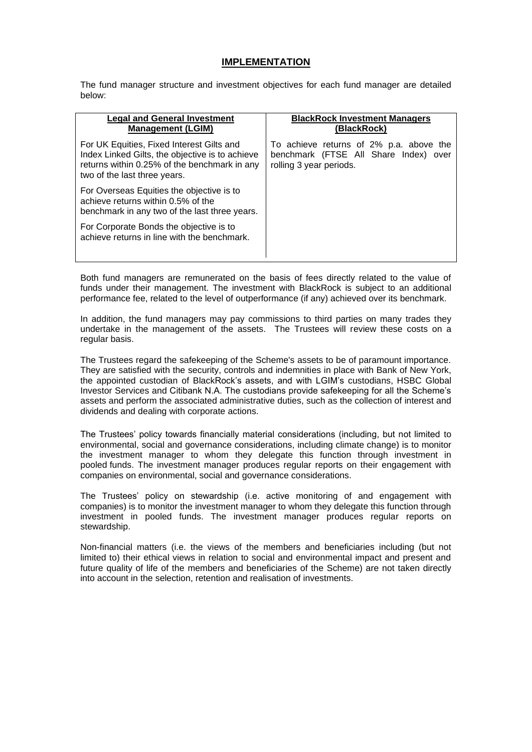## IMPLEMENTATION

The fund manager structure and investment objectives for each fund manager are detailed below:

| **Legal and General Investment Management (LGIM)** | **BlackRock Investment Managers (BlackRock)** |
|---|---|
| For UK Equities, Fixed Interest Gilts and Index Linked Gilts, the objective is to achieve returns within 0.25% of the benchmark in any two of the last three years.<br><br>For Overseas Equities the objective is to achieve returns within 0.5% of the benchmark in any two of the last three years.<br><br>For Corporate Bonds the objective is to achieve returns in line with the benchmark. | To achieve returns of 2% p.a. above the benchmark (FTSE All Share Index) over rolling 3 year periods. |

Both fund managers are remunerated on the basis of fees directly related to the value of funds under their management. The investment with BlackRock is subject to an additional performance fee, related to the level of outperformance (if any) achieved over its benchmark.

In addition, the fund managers may pay commissions to third parties on many trades they undertake in the management of the assets. The Trustees will review these costs on a regular basis.

The Trustees regard the safekeeping of the Scheme's assets to be of paramount importance. They are satisfied with the security, controls and indemnities in place with Bank of New York, the appointed custodian of BlackRock's assets, and with LGIM's custodians, HSBC Global Investor Services and Citibank N.A. The custodians provide safekeeping for all the Scheme's assets and perform the associated administrative duties, such as the collection of interest and dividends and dealing with corporate actions.

The Trustees' policy towards financially material considerations (including, but not limited to environmental, social and governance considerations, including climate change) is to monitor the investment manager to whom they delegate this function through investment in pooled funds. The investment manager produces regular reports on their engagement with companies on environmental, social and governance considerations.

The Trustees' policy on stewardship (i.e. active monitoring of and engagement with companies) is to monitor the investment manager to whom they delegate this function through investment in pooled funds. The investment manager produces regular reports on stewardship.

Non-financial matters (i.e. the views of the members and beneficiaries including (but not limited to) their ethical views in relation to social and environmental impact and present and future quality of life of the members and beneficiaries of the Scheme) are not taken directly into account in the selection, retention and realisation of investments.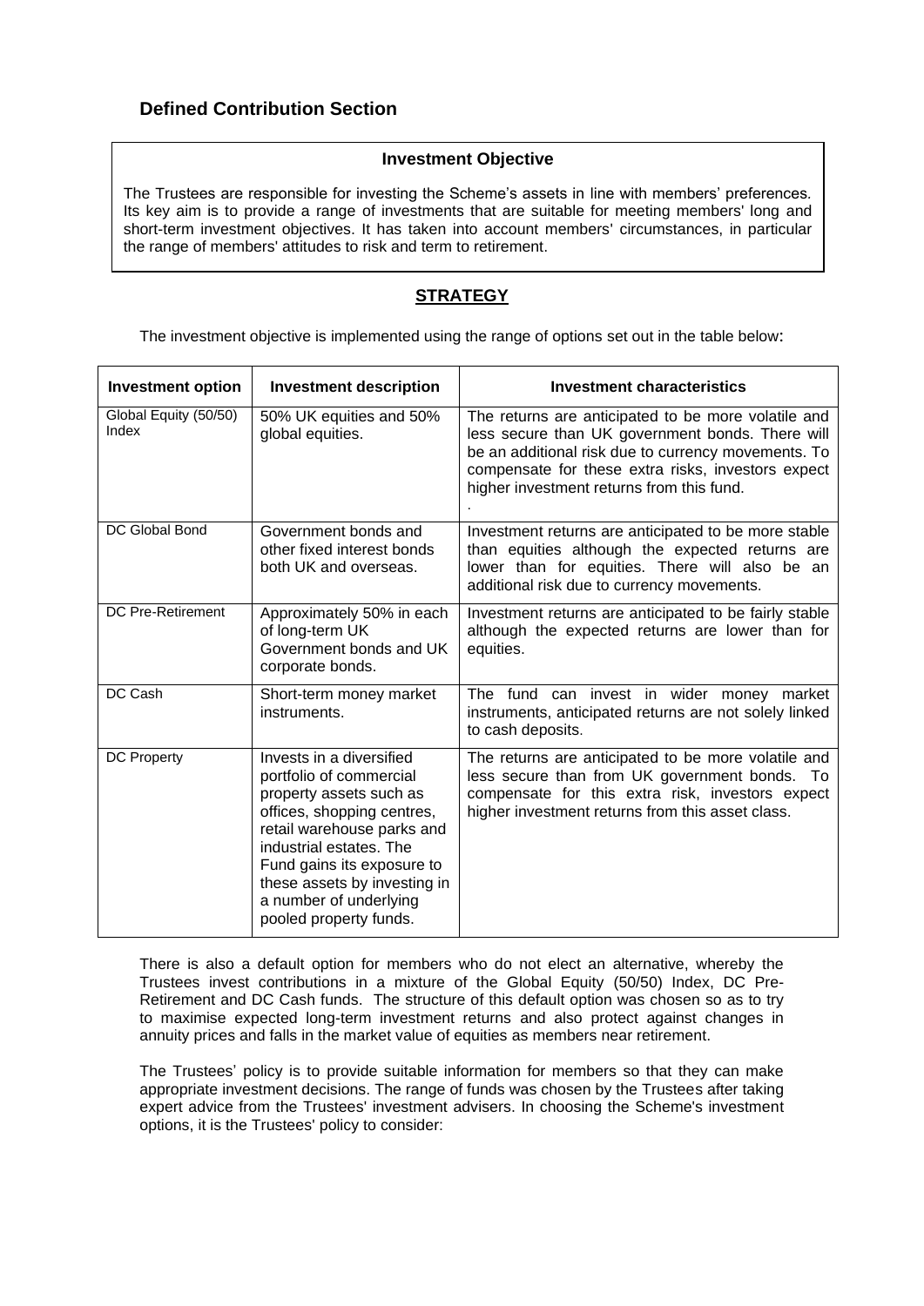## Defined Contribution Section

### Investment Objective

The Trustees are responsible for investing the Scheme's assets in line with members' preferences. Its key aim is to provide a range of investments that are suitable for meeting members' long and short-term investment objectives. It has taken into account members' circumstances, in particular the range of members' attitudes to risk and term to retirement.

### STRATEGY

The investment objective is implemented using the range of options set out in the table below:

| Investment option | Investment description | Investment characteristics |
|---|---|---|
| Global Equity (50/50) Index | 50% UK equities and 50% global equities. | The returns are anticipated to be more volatile and less secure than UK government bonds. There will be an additional risk due to currency movements. To compensate for these extra risks, investors expect higher investment returns from this fund. |
| DC Global Bond | Government bonds and other fixed interest bonds both UK and overseas. | Investment returns are anticipated to be more stable than equities although the expected returns are lower than for equities. There will also be an additional risk due to currency movements. |
| DC Pre-Retirement | Approximately 50% in each of long-term UK Government bonds and UK corporate bonds. | Investment returns are anticipated to be fairly stable although the expected returns are lower than for equities. |
| DC Cash | Short-term money market instruments. | The fund can invest in wider money market instruments, anticipated returns are not solely linked to cash deposits. |
| DC Property | Invests in a diversified portfolio of commercial property assets such as offices, shopping centres, retail warehouse parks and industrial estates. The Fund gains its exposure to these assets by investing in a number of underlying pooled property funds. | The returns are anticipated to be more volatile and less secure than from UK government bonds. To compensate for this extra risk, investors expect higher investment returns from this asset class. |

There is also a default option for members who do not elect an alternative, whereby the Trustees invest contributions in a mixture of the Global Equity (50/50) Index, DC Pre-Retirement and DC Cash funds. The structure of this default option was chosen so as to try to maximise expected long-term investment returns and also protect against changes in annuity prices and falls in the market value of equities as members near retirement.

The Trustees' policy is to provide suitable information for members so that they can make appropriate investment decisions. The range of funds was chosen by the Trustees after taking expert advice from the Trustees' investment advisers. In choosing the Scheme's investment options, it is the Trustees' policy to consider: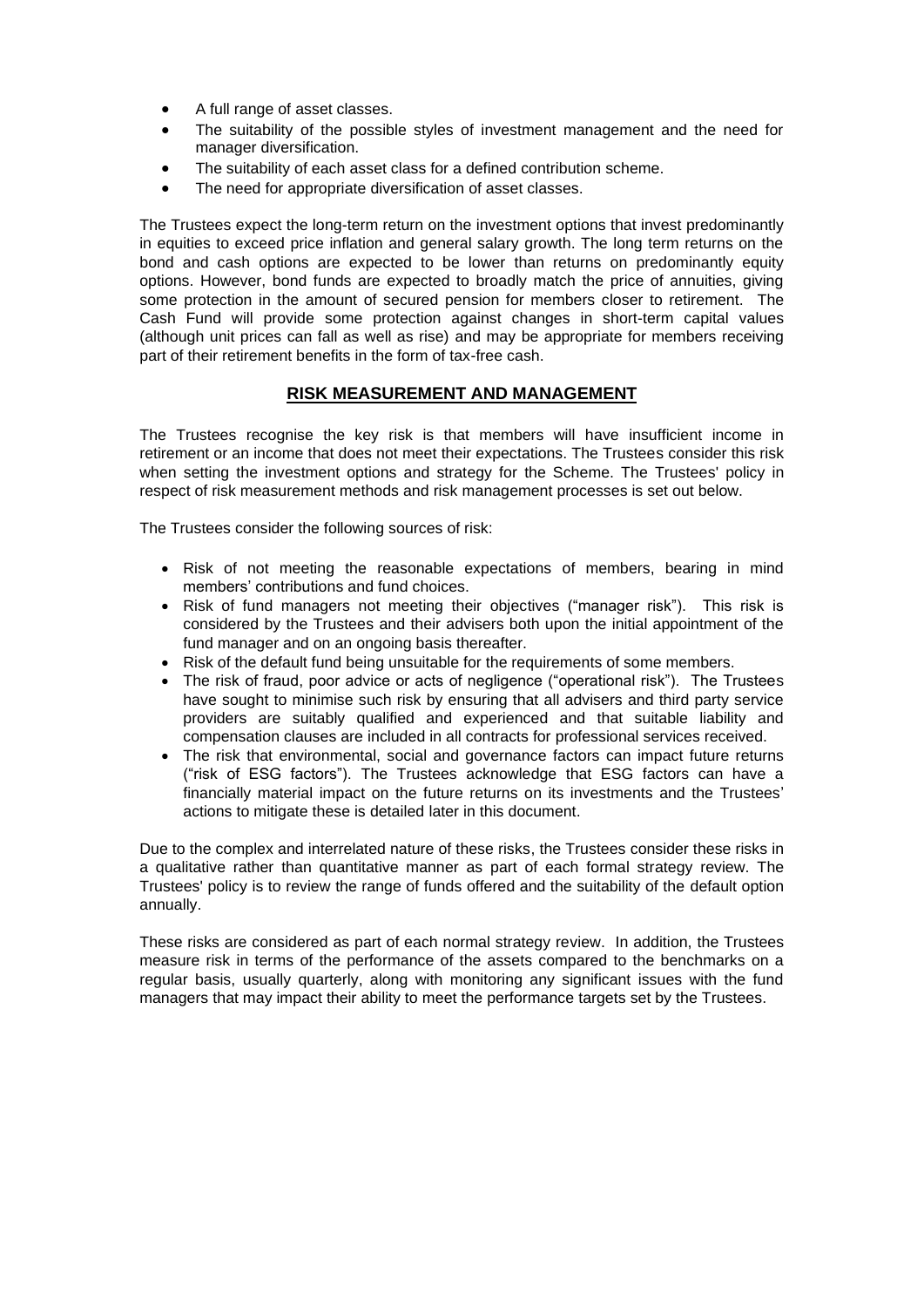- A full range of asset classes.
- The suitability of the possible styles of investment management and the need for manager diversification.
- The suitability of each asset class for a defined contribution scheme.
- The need for appropriate diversification of asset classes.

The Trustees expect the long-term return on the investment options that invest predominantly in equities to exceed price inflation and general salary growth. The long term returns on the bond and cash options are expected to be lower than returns on predominantly equity options. However, bond funds are expected to broadly match the price of annuities, giving some protection in the amount of secured pension for members closer to retirement. The Cash Fund will provide some protection against changes in short-term capital values (although unit prices can fall as well as rise) and may be appropriate for members receiving part of their retirement benefits in the form of tax-free cash.

## RISK MEASUREMENT AND MANAGEMENT

The Trustees recognise the key risk is that members will have insufficient income in retirement or an income that does not meet their expectations. The Trustees consider this risk when setting the investment options and strategy for the Scheme. The Trustees' policy in respect of risk measurement methods and risk management processes is set out below.

The Trustees consider the following sources of risk:

- Risk of not meeting the reasonable expectations of members, bearing in mind members' contributions and fund choices.
- Risk of fund managers not meeting their objectives ("manager risk"). This risk is considered by the Trustees and their advisers both upon the initial appointment of the fund manager and on an ongoing basis thereafter.
- Risk of the default fund being unsuitable for the requirements of some members.
- The risk of fraud, poor advice or acts of negligence ("operational risk"). The Trustees have sought to minimise such risk by ensuring that all advisers and third party service providers are suitably qualified and experienced and that suitable liability and compensation clauses are included in all contracts for professional services received.
- The risk that environmental, social and governance factors can impact future returns ("risk of ESG factors"). The Trustees acknowledge that ESG factors can have a financially material impact on the future returns on its investments and the Trustees' actions to mitigate these is detailed later in this document.

Due to the complex and interrelated nature of these risks, the Trustees consider these risks in a qualitative rather than quantitative manner as part of each formal strategy review. The Trustees' policy is to review the range of funds offered and the suitability of the default option annually.

These risks are considered as part of each normal strategy review. In addition, the Trustees measure risk in terms of the performance of the assets compared to the benchmarks on a regular basis, usually quarterly, along with monitoring any significant issues with the fund managers that may impact their ability to meet the performance targets set by the Trustees.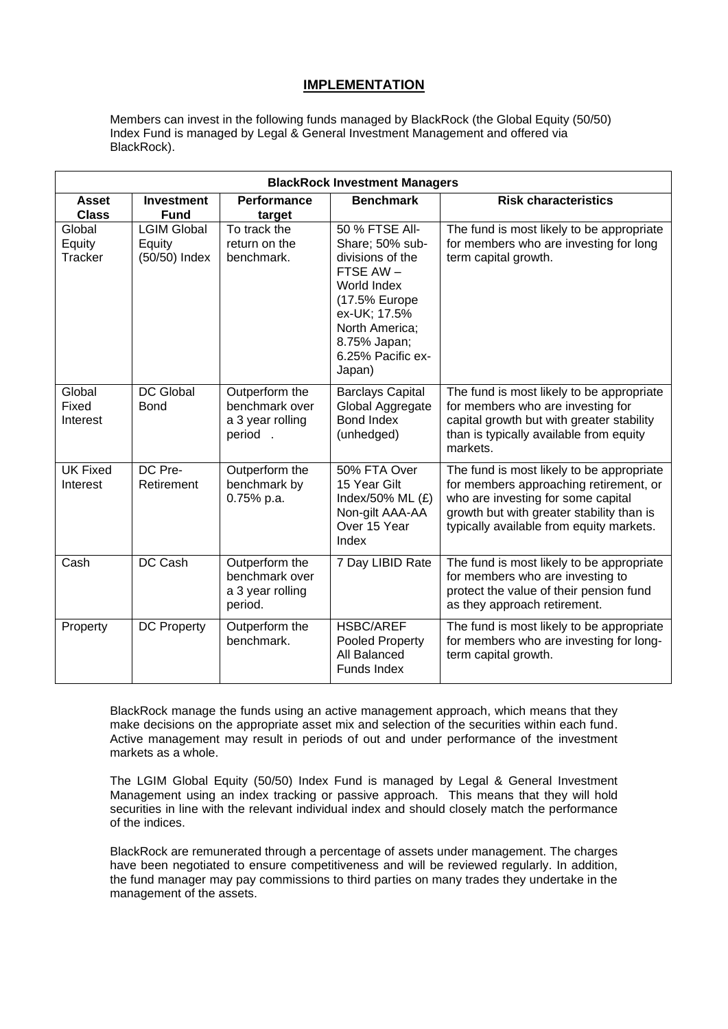## IMPLEMENTATION

Members can invest in the following funds managed by BlackRock (the Global Equity (50/50) Index Fund is managed by Legal & General Investment Management and offered via BlackRock).

| BlackRock Investment Managers | | | | |
|---|---|---|---|---|
| **Asset Class** | **Investment Fund** | **Performance target** | **Benchmark** | **Risk characteristics** |
| Global Equity Tracker | LGIM Global Equity (50/50) Index | To track the return on the benchmark. | 50 % FTSE All-Share; 50% sub-divisions of the FTSE AW – World Index (17.5% Europe ex-UK; 17.5% North America; 8.75% Japan; 6.25% Pacific ex-Japan) | The fund is most likely to be appropriate for members who are investing for long term capital growth. |
| Global Fixed Interest | DC Global Bond | Outperform the benchmark over a 3 year rolling period . | Barclays Capital Global Aggregate Bond Index (unhedged) | The fund is most likely to be appropriate for members who are investing for capital growth but with greater stability than is typically available from equity markets. |
| UK Fixed Interest | DC Pre-Retirement | Outperform the benchmark by 0.75% p.a. | 50% FTA Over 15 Year Gilt Index/50% ML (£) Non-gilt AAA-AA Over 15 Year Index | The fund is most likely to be appropriate for members approaching retirement, or who are investing for some capital growth but with greater stability than is typically available from equity markets. |
| Cash | DC Cash | Outperform the benchmark over a 3 year rolling period. | 7 Day LIBID Rate | The fund is most likely to be appropriate for members who are investing to protect the value of their pension fund as they approach retirement. |
| Property | DC Property | Outperform the benchmark. | HSBC/AREF Pooled Property All Balanced Funds Index | The fund is most likely to be appropriate for members who are investing for long-term capital growth. |

BlackRock manage the funds using an active management approach, which means that they make decisions on the appropriate asset mix and selection of the securities within each fund. Active management may result in periods of out and under performance of the investment markets as a whole.

The LGIM Global Equity (50/50) Index Fund is managed by Legal & General Investment Management using an index tracking or passive approach. This means that they will hold securities in line with the relevant individual index and should closely match the performance of the indices.

BlackRock are remunerated through a percentage of assets under management. The charges have been negotiated to ensure competitiveness and will be reviewed regularly. In addition, the fund manager may pay commissions to third parties on many trades they undertake in the management of the assets.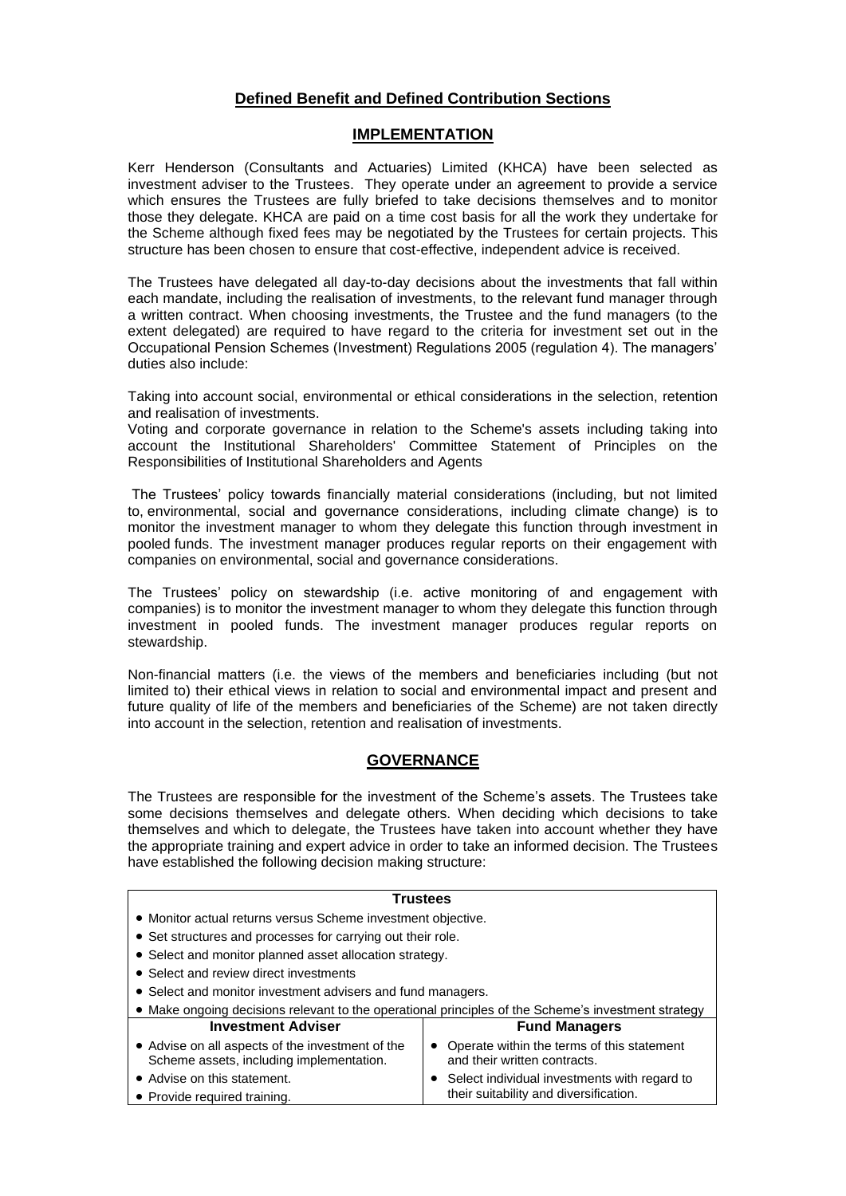## Defined Benefit and Defined Contribution Sections

## IMPLEMENTATION

Kerr Henderson (Consultants and Actuaries) Limited (KHCA) have been selected as investment adviser to the Trustees. They operate under an agreement to provide a service which ensures the Trustees are fully briefed to take decisions themselves and to monitor those they delegate. KHCA are paid on a time cost basis for all the work they undertake for the Scheme although fixed fees may be negotiated by the Trustees for certain projects. This structure has been chosen to ensure that cost-effective, independent advice is received.

The Trustees have delegated all day-to-day decisions about the investments that fall within each mandate, including the realisation of investments, to the relevant fund manager through a written contract. When choosing investments, the Trustee and the fund managers (to the extent delegated) are required to have regard to the criteria for investment set out in the Occupational Pension Schemes (Investment) Regulations 2005 (regulation 4). The managers' duties also include:

Taking into account social, environmental or ethical considerations in the selection, retention and realisation of investments.

Voting and corporate governance in relation to the Scheme's assets including taking into account the Institutional Shareholders' Committee Statement of Principles on the Responsibilities of Institutional Shareholders and Agents

The Trustees' policy towards financially material considerations (including, but not limited to, environmental, social and governance considerations, including climate change) is to monitor the investment manager to whom they delegate this function through investment in pooled funds. The investment manager produces regular reports on their engagement with companies on environmental, social and governance considerations.

The Trustees' policy on stewardship (i.e. active monitoring of and engagement with companies) is to monitor the investment manager to whom they delegate this function through investment in pooled funds. The investment manager produces regular reports on stewardship.

Non-financial matters (i.e. the views of the members and beneficiaries including (but not limited to) their ethical views in relation to social and environmental impact and present and future quality of life of the members and beneficiaries of the Scheme) are not taken directly into account in the selection, retention and realisation of investments.

## GOVERNANCE

The Trustees are responsible for the investment of the Scheme's assets. The Trustees take some decisions themselves and delegate others. When deciding which decisions to take themselves and which to delegate, the Trustees have taken into account whether they have the appropriate training and expert advice in order to take an informed decision. The Trustees have established the following decision making structure:

| Trustees | |
|---|---|
| • Monitor actual returns versus Scheme investment objective.<br>• Set structures and processes for carrying out their role.<br>• Select and monitor planned asset allocation strategy.<br>• Select and review direct investments<br>• Select and monitor investment advisers and fund managers.<br>• Make ongoing decisions relevant to the operational principles of the Scheme's investment strategy | |
| **Investment Adviser** | **Fund Managers** |
| • Advise on all aspects of the investment of the Scheme assets, including implementation.<br>• Advise on this statement.<br>• Provide required training. | • Operate within the terms of this statement and their written contracts.<br>• Select individual investments with regard to their suitability and diversification. |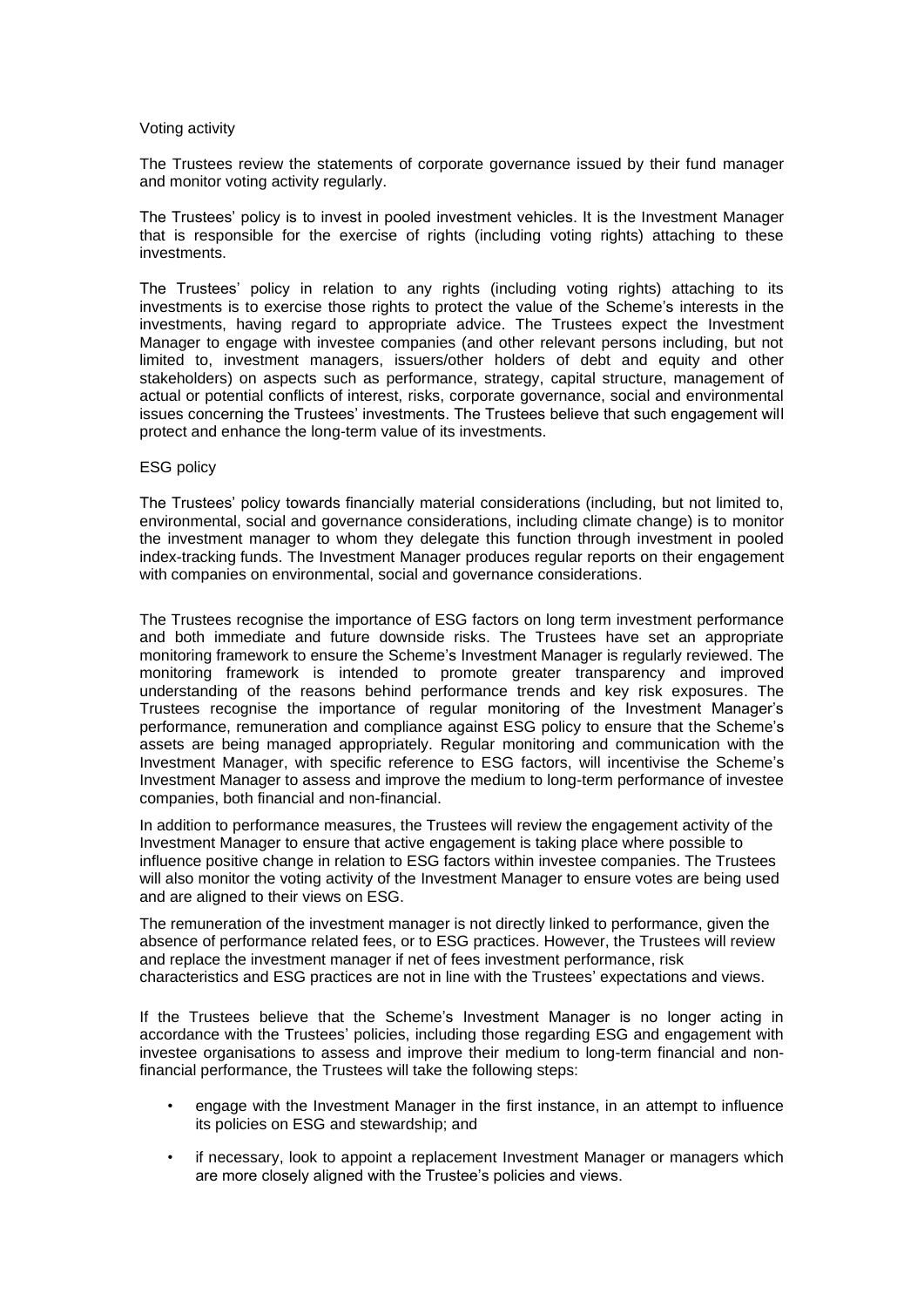Voting activity

The Trustees review the statements of corporate governance issued by their fund manager and monitor voting activity regularly.

The Trustees' policy is to invest in pooled investment vehicles. It is the Investment Manager that is responsible for the exercise of rights (including voting rights) attaching to these investments.

The Trustees' policy in relation to any rights (including voting rights) attaching to its investments is to exercise those rights to protect the value of the Scheme's interests in the investments, having regard to appropriate advice. The Trustees expect the Investment Manager to engage with investee companies (and other relevant persons including, but not limited to, investment managers, issuers/other holders of debt and equity and other stakeholders) on aspects such as performance, strategy, capital structure, management of actual or potential conflicts of interest, risks, corporate governance, social and environmental issues concerning the Trustees' investments. The Trustees believe that such engagement will protect and enhance the long-term value of its investments.

ESG policy

The Trustees' policy towards financially material considerations (including, but not limited to, environmental, social and governance considerations, including climate change) is to monitor the investment manager to whom they delegate this function through investment in pooled index-tracking funds. The Investment Manager produces regular reports on their engagement with companies on environmental, social and governance considerations.

The Trustees recognise the importance of ESG factors on long term investment performance and both immediate and future downside risks. The Trustees have set an appropriate monitoring framework to ensure the Scheme's Investment Manager is regularly reviewed. The monitoring framework is intended to promote greater transparency and improved understanding of the reasons behind performance trends and key risk exposures. The Trustees recognise the importance of regular monitoring of the Investment Manager's performance, remuneration and compliance against ESG policy to ensure that the Scheme's assets are being managed appropriately. Regular monitoring and communication with the Investment Manager, with specific reference to ESG factors, will incentivise the Scheme's Investment Manager to assess and improve the medium to long-term performance of investee companies, both financial and non-financial.

In addition to performance measures, the Trustees will review the engagement activity of the Investment Manager to ensure that active engagement is taking place where possible to influence positive change in relation to ESG factors within investee companies. The Trustees will also monitor the voting activity of the Investment Manager to ensure votes are being used and are aligned to their views on ESG.

The remuneration of the investment manager is not directly linked to performance, given the absence of performance related fees, or to ESG practices. However, the Trustees will review and replace the investment manager if net of fees investment performance, risk characteristics and ESG practices are not in line with the Trustees' expectations and views.

If the Trustees believe that the Scheme's Investment Manager is no longer acting in accordance with the Trustees' policies, including those regarding ESG and engagement with investee organisations to assess and improve their medium to long-term financial and non-financial performance, the Trustees will take the following steps:

- engage with the Investment Manager in the first instance, in an attempt to influence its policies on ESG and stewardship; and
- if necessary, look to appoint a replacement Investment Manager or managers which are more closely aligned with the Trustee's policies and views.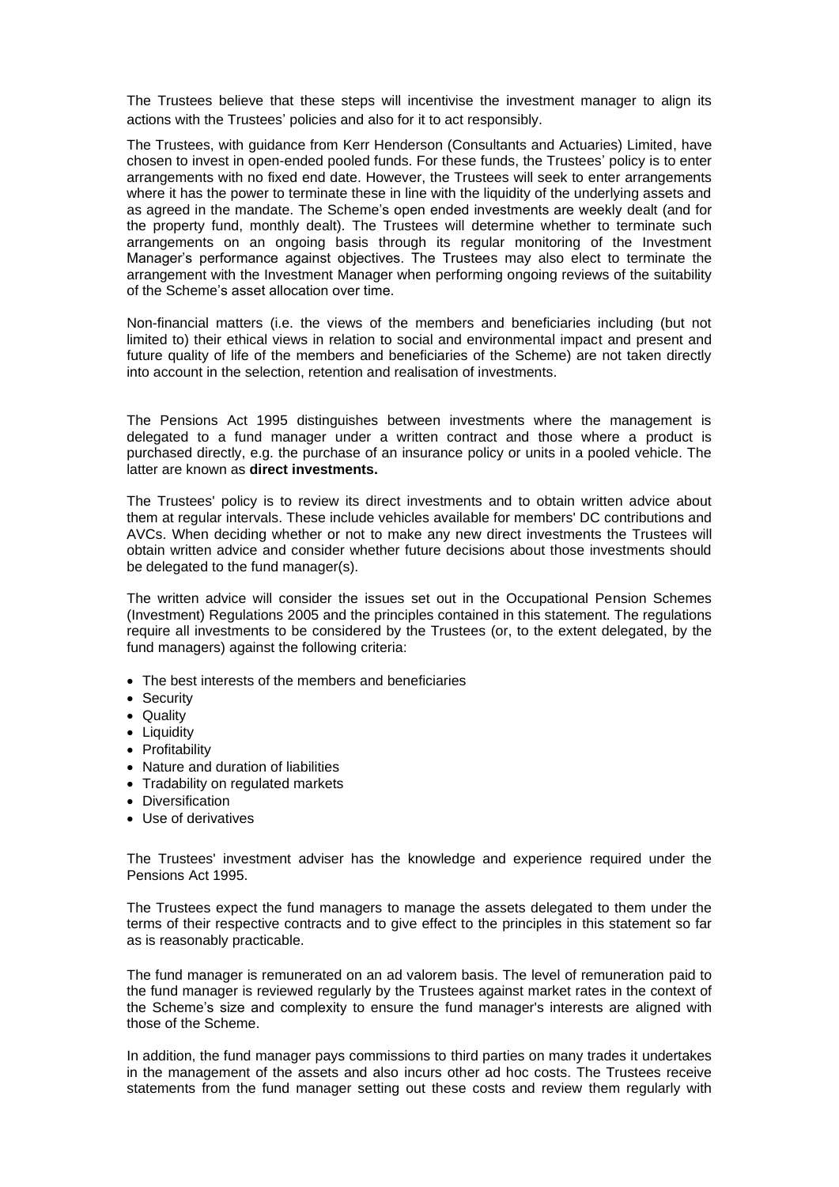The Trustees believe that these steps will incentivise the investment manager to align its actions with the Trustees' policies and also for it to act responsibly.

The Trustees, with guidance from Kerr Henderson (Consultants and Actuaries) Limited, have chosen to invest in open-ended pooled funds. For these funds, the Trustees' policy is to enter arrangements with no fixed end date. However, the Trustees will seek to enter arrangements where it has the power to terminate these in line with the liquidity of the underlying assets and as agreed in the mandate. The Scheme's open ended investments are weekly dealt (and for the property fund, monthly dealt). The Trustees will determine whether to terminate such arrangements on an ongoing basis through its regular monitoring of the Investment Manager's performance against objectives. The Trustees may also elect to terminate the arrangement with the Investment Manager when performing ongoing reviews of the suitability of the Scheme's asset allocation over time.

Non-financial matters (i.e. the views of the members and beneficiaries including (but not limited to) their ethical views in relation to social and environmental impact and present and future quality of life of the members and beneficiaries of the Scheme) are not taken directly into account in the selection, retention and realisation of investments.

The Pensions Act 1995 distinguishes between investments where the management is delegated to a fund manager under a written contract and those where a product is purchased directly, e.g. the purchase of an insurance policy or units in a pooled vehicle. The latter are known as **direct investments.**

The Trustees' policy is to review its direct investments and to obtain written advice about them at regular intervals. These include vehicles available for members' DC contributions and AVCs. When deciding whether or not to make any new direct investments the Trustees will obtain written advice and consider whether future decisions about those investments should be delegated to the fund manager(s).

The written advice will consider the issues set out in the Occupational Pension Schemes (Investment) Regulations 2005 and the principles contained in this statement. The regulations require all investments to be considered by the Trustees (or, to the extent delegated, by the fund managers) against the following criteria:

- The best interests of the members and beneficiaries
- Security
- Quality
- Liquidity
- Profitability
- Nature and duration of liabilities
- Tradability on regulated markets
- Diversification
- Use of derivatives

The Trustees' investment adviser has the knowledge and experience required under the Pensions Act 1995.

The Trustees expect the fund managers to manage the assets delegated to them under the terms of their respective contracts and to give effect to the principles in this statement so far as is reasonably practicable.

The fund manager is remunerated on an ad valorem basis. The level of remuneration paid to the fund manager is reviewed regularly by the Trustees against market rates in the context of the Scheme's size and complexity to ensure the fund manager's interests are aligned with those of the Scheme.

In addition, the fund manager pays commissions to third parties on many trades it undertakes in the management of the assets and also incurs other ad hoc costs. The Trustees receive statements from the fund manager setting out these costs and review them regularly with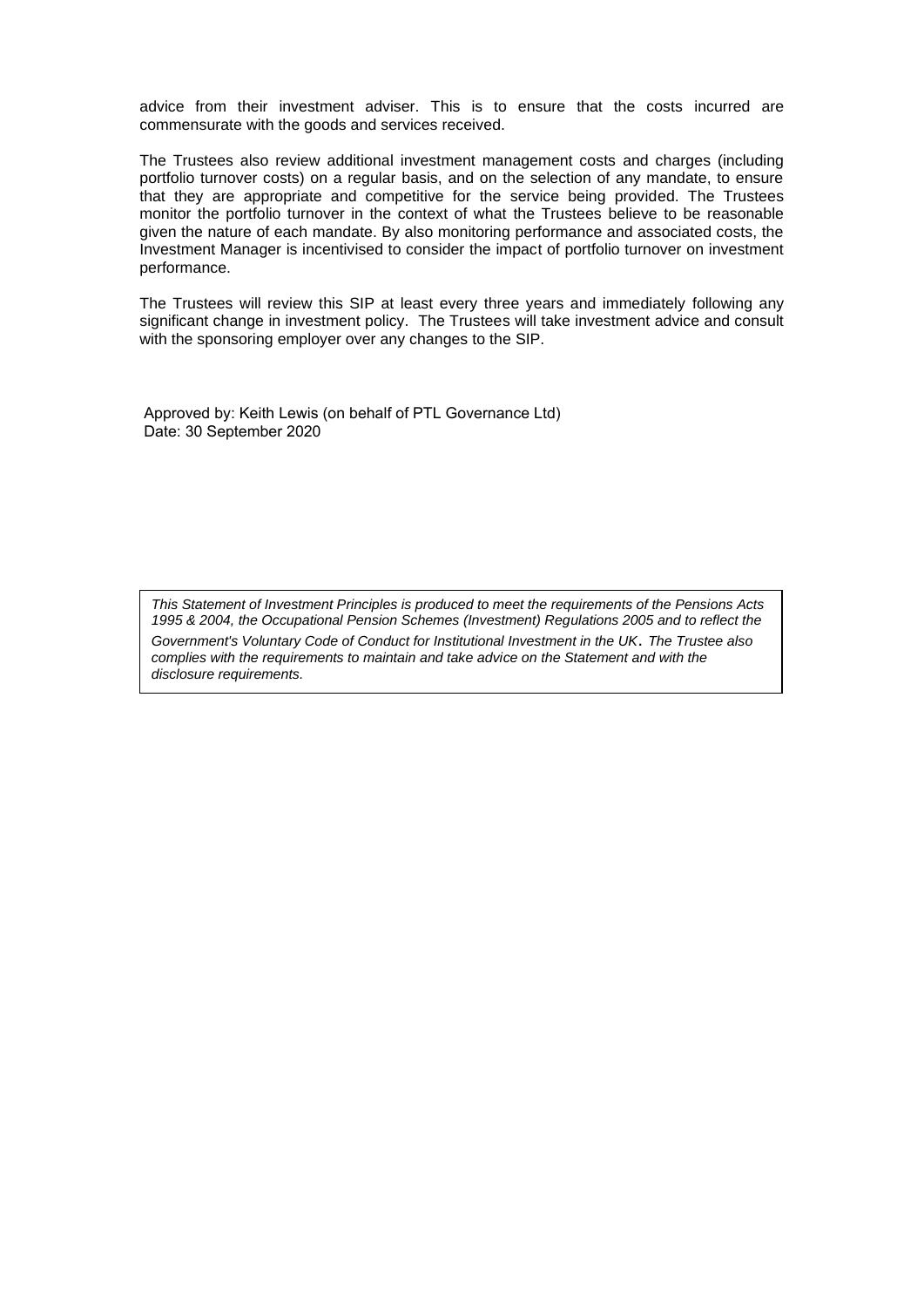advice from their investment adviser. This is to ensure that the costs incurred are commensurate with the goods and services received.

The Trustees also review additional investment management costs and charges (including portfolio turnover costs) on a regular basis, and on the selection of any mandate, to ensure that they are appropriate and competitive for the service being provided. The Trustees monitor the portfolio turnover in the context of what the Trustees believe to be reasonable given the nature of each mandate. By also monitoring performance and associated costs, the Investment Manager is incentivised to consider the impact of portfolio turnover on investment performance.

The Trustees will review this SIP at least every three years and immediately following any significant change in investment policy. The Trustees will take investment advice and consult with the sponsoring employer over any changes to the SIP.

Approved by: Keith Lewis (on behalf of PTL Governance Ltd)
Date: 30 September 2020

*This Statement of Investment Principles is produced to meet the requirements of the Pensions Acts 1995 & 2004, the Occupational Pension Schemes (Investment) Regulations 2005 and to reflect the Government's Voluntary Code of Conduct for Institutional Investment in the UK. The Trustee also complies with the requirements to maintain and take advice on the Statement and with the disclosure requirements.*